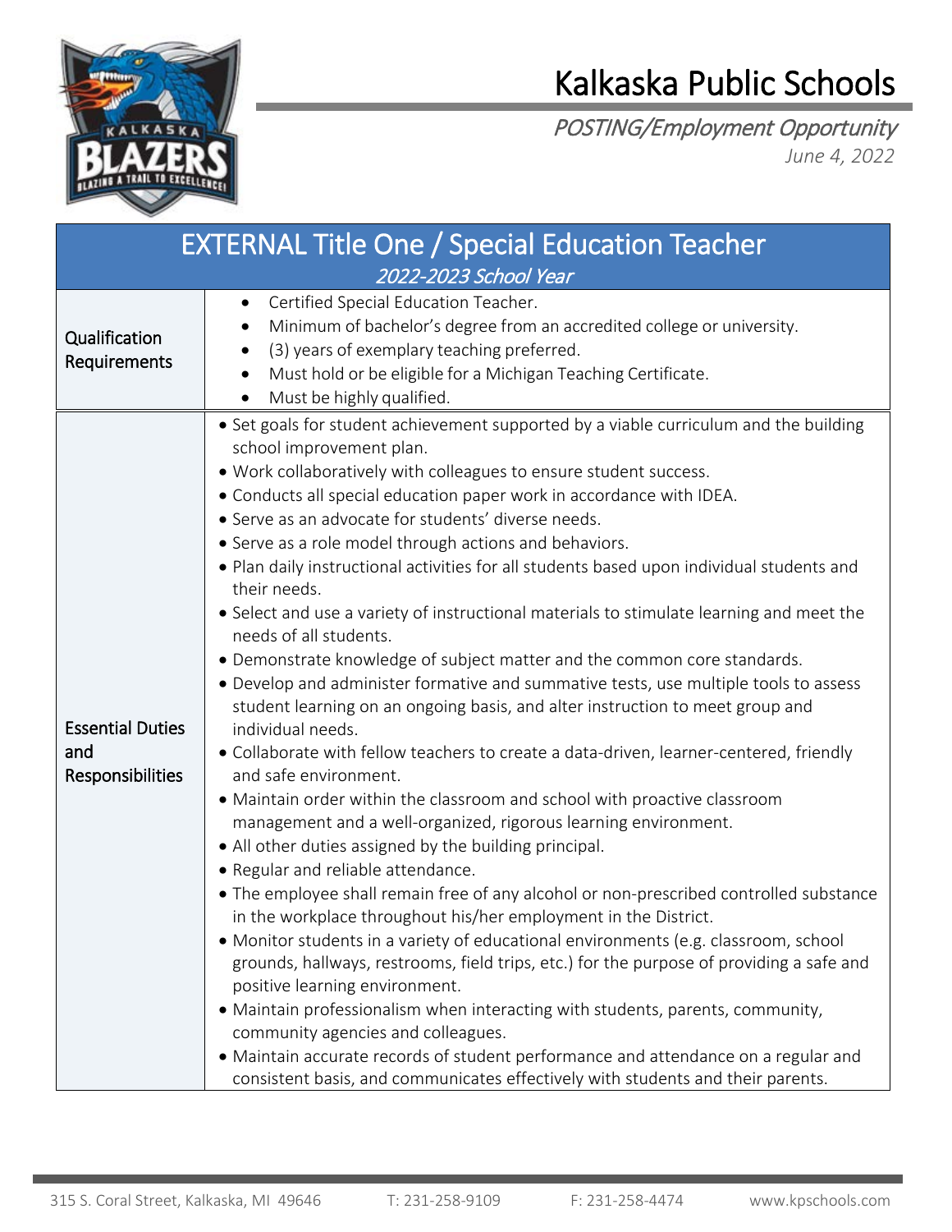# Kalkaska Public Schools

*POSTING/Employment Opportunity*

*June 4, 2022*

## EXTERNAL Title One / Special Education Teacher

*2022-2023 School Year*

| | |
|---|---|
| Qualification Requirements | • Certified Special Education Teacher.<br>• Minimum of bachelor's degree from an accredited college or university.<br>• (3) years of exemplary teaching preferred.<br>• Must hold or be eligible for a Michigan Teaching Certificate.<br>• Must be highly qualified. |
| Essential Duties and Responsibilities | • Set goals for student achievement supported by a viable curriculum and the building school improvement plan.<br>• Work collaboratively with colleagues to ensure student success.<br>• Conducts all special education paper work in accordance with IDEA.<br>• Serve as an advocate for students' diverse needs.<br>• Serve as a role model through actions and behaviors.<br>• Plan daily instructional activities for all students based upon individual students and their needs.<br>• Select and use a variety of instructional materials to stimulate learning and meet the needs of all students.<br>• Demonstrate knowledge of subject matter and the common core standards.<br>• Develop and administer formative and summative tests, use multiple tools to assess student learning on an ongoing basis, and alter instruction to meet group and individual needs.<br>• Collaborate with fellow teachers to create a data-driven, learner-centered, friendly and safe environment.<br>• Maintain order within the classroom and school with proactive classroom management and a well-organized, rigorous learning environment.<br>• All other duties assigned by the building principal.<br>• Regular and reliable attendance.<br>• The employee shall remain free of any alcohol or non-prescribed controlled substance in the workplace throughout his/her employment in the District.<br>• Monitor students in a variety of educational environments (e.g. classroom, school grounds, hallways, restrooms, field trips, etc.) for the purpose of providing a safe and positive learning environment.<br>• Maintain professionalism when interacting with students, parents, community, community agencies and colleagues.<br>• Maintain accurate records of student performance and attendance on a regular and consistent basis, and communicates effectively with students and their parents. |

315 S. Coral Street, Kalkaska, MI 49646 T: 231-258-9109 F: 231-258-4474 www.kpschools.com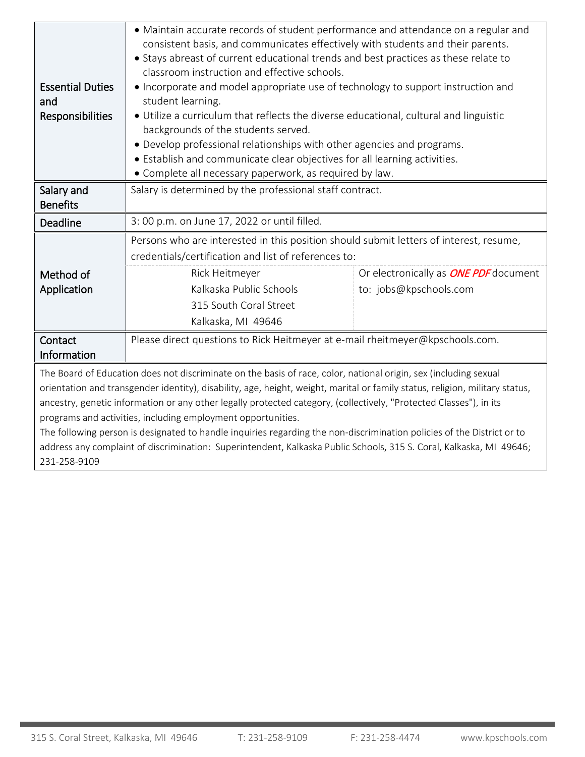| | |
|---|---|
| Essential Duties and Responsibilities | • Maintain accurate records of student performance and attendance on a regular and consistent basis, and communicates effectively with students and their parents.<br>• Stays abreast of current educational trends and best practices as these relate to classroom instruction and effective schools.<br>• Incorporate and model appropriate use of technology to support instruction and student learning.<br>• Utilize a curriculum that reflects the diverse educational, cultural and linguistic backgrounds of the students served.<br>• Develop professional relationships with other agencies and programs.<br>• Establish and communicate clear objectives for all learning activities.<br>• Complete all necessary paperwork, as required by law. |
| Salary and Benefits | Salary is determined by the professional staff contract. |
| Deadline | 3: 00 p.m. on June 17, 2022 or until filled. |
| Method of Application | Persons who are interested in this position should submit letters of interest, resume, credentials/certification and list of references to:<br>Rick Heitmeyer<br>Kalkaska Public Schools<br>315 South Coral Street<br>Kalkaska, MI 49646<br>Or electronically as ***ONE PDF*** document to: jobs@kpschools.com |
| Contact Information | Please direct questions to Rick Heitmeyer at e-mail rheitmeyer@kpschools.com. |

The Board of Education does not discriminate on the basis of race, color, national origin, sex (including sexual orientation and transgender identity), disability, age, height, weight, marital or family status, religion, military status, ancestry, genetic information or any other legally protected category, (collectively, "Protected Classes"), in its programs and activities, including employment opportunities.

The following person is designated to handle inquiries regarding the non-discrimination policies of the District or to address any complaint of discrimination: Superintendent, Kalkaska Public Schools, 315 S. Coral, Kalkaska, MI 49646; 231-258-9109